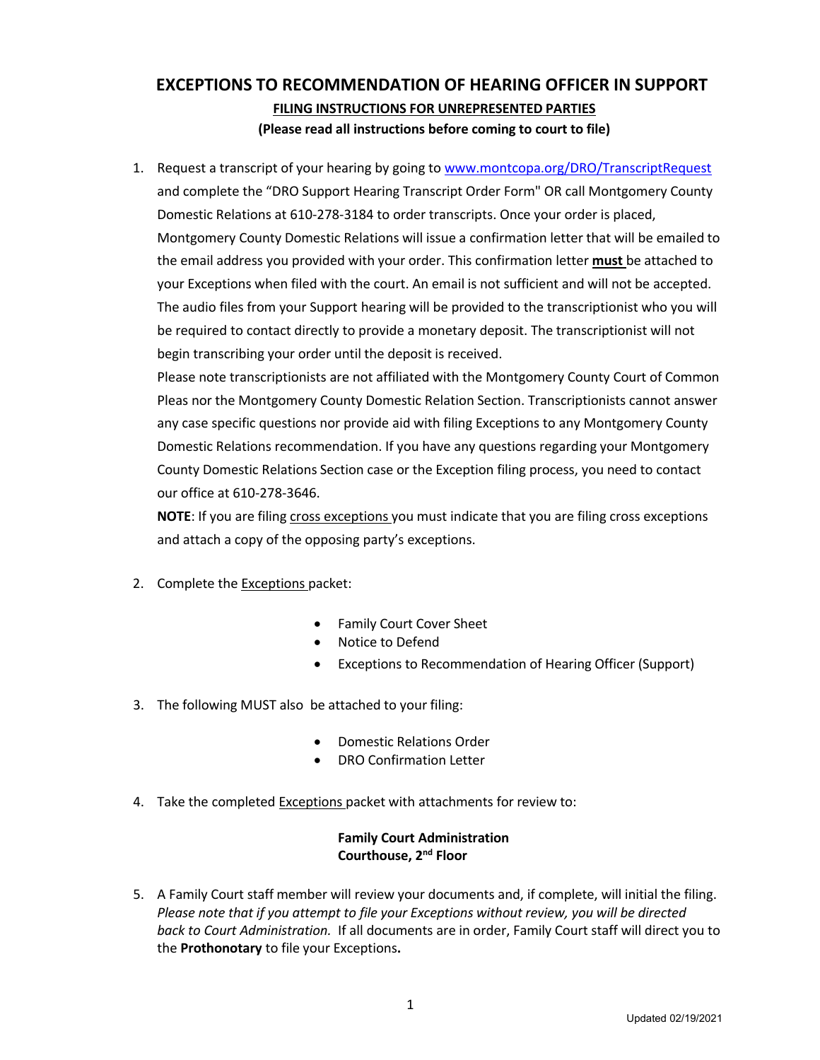# EXCEPTIONS TO RECOMMENDATION OF HEARING OFFICER IN SUPPORT

## FILING INSTRUCTIONS FOR UNREPRESENTED PARTIES

**(Please read all instructions before coming to court to file)**

1. Request a transcript of your hearing by going to www.montcopa.org/DRO/TranscriptRequest and complete the "DRO Support Hearing Transcript Order Form" OR call Montgomery County Domestic Relations at 610-278-3184 to order transcripts. Once your order is placed, Montgomery County Domestic Relations will issue a confirmation letter that will be emailed to the email address you provided with your order. This confirmation letter **must** be attached to your Exceptions when filed with the court. An email is not sufficient and will not be accepted. The audio files from your Support hearing will be provided to the transcriptionist who you will be required to contact directly to provide a monetary deposit. The transcriptionist will not begin transcribing your order until the deposit is received.

   Please note transcriptionists are not affiliated with the Montgomery County Court of Common Pleas nor the Montgomery County Domestic Relation Section. Transcriptionists cannot answer any case specific questions nor provide aid with filing Exceptions to any Montgomery County Domestic Relations recommendation. If you have any questions regarding your Montgomery County Domestic Relations Section case or the Exception filing process, you need to contact our office at 610-278-3646.

   **NOTE**: If you are filing cross exceptions you must indicate that you are filing cross exceptions and attach a copy of the opposing party's exceptions.

2. Complete the Exceptions packet:
   - Family Court Cover Sheet
   - Notice to Defend
   - Exceptions to Recommendation of Hearing Officer (Support)

3. The following MUST also be attached to your filing:
   - Domestic Relations Order
   - DRO Confirmation Letter

4. Take the completed Exceptions packet with attachments for review to:

   **Family Court Administration**
   **Courthouse, 2nd Floor**

5. A Family Court staff member will review your documents and, if complete, will initial the filing. *Please note that if you attempt to file your Exceptions without review, you will be directed back to Court Administration.* If all documents are in order, Family Court staff will direct you to the **Prothonotary** to file your Exceptions**.**

Updated 02/19/2021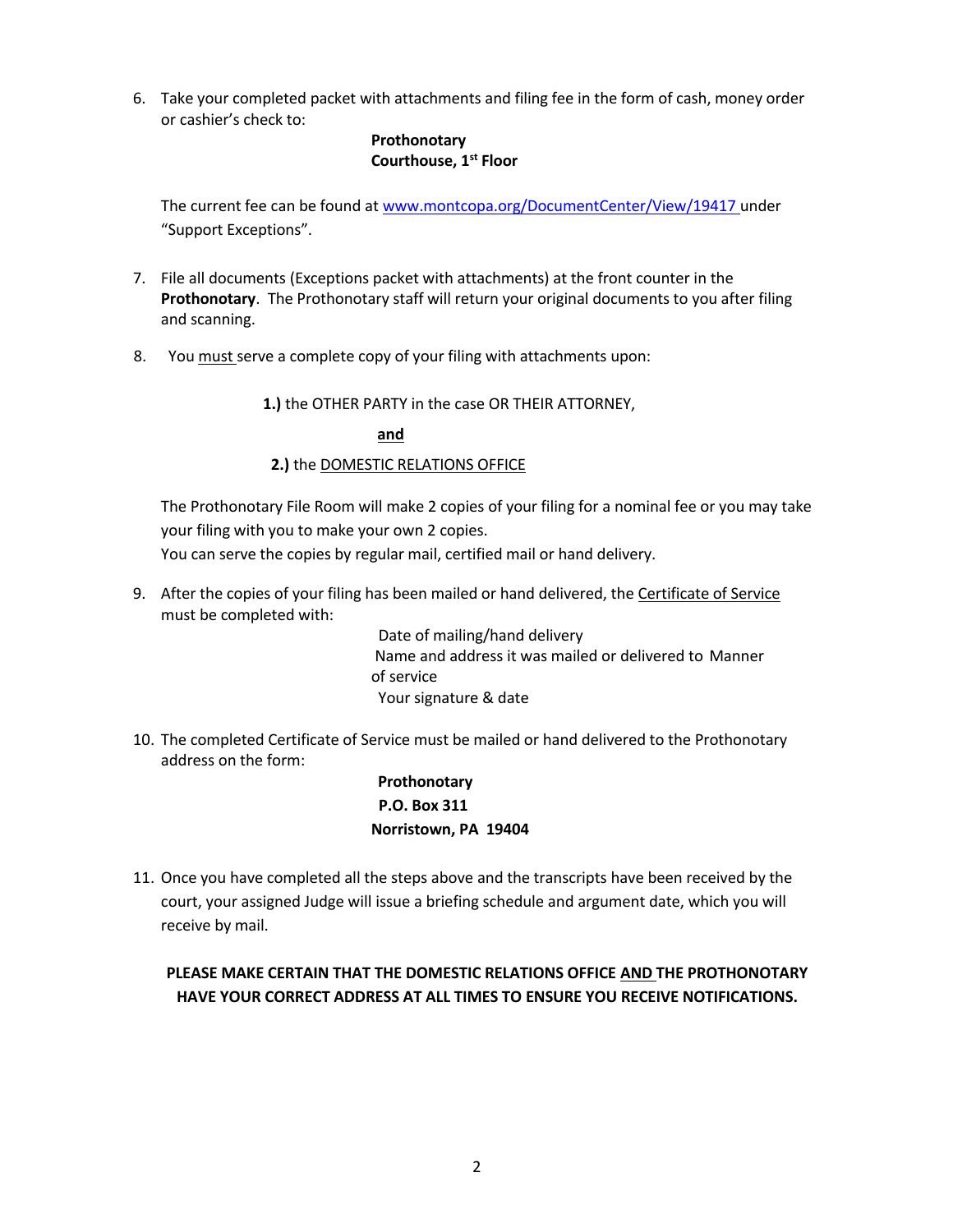6. Take your completed packet with attachments and filing fee in the form of cash, money order or cashier's check to:

   **Prothonotary**
   **Courthouse, 1st Floor**

   The current fee can be found at www.montcopa.org/DocumentCenter/View/19417 under "Support Exceptions".

7. File all documents (Exceptions packet with attachments) at the front counter in the **Prothonotary**. The Prothonotary staff will return your original documents to you after filing and scanning.

8. You <u>must</u> serve a complete copy of your filing with attachments upon:

   **1.)** the OTHER PARTY in the case OR THEIR ATTORNEY,

   **<u>and</u>**

   **2.)** the <u>DOMESTIC RELATIONS OFFICE</u>

   The Prothonotary File Room will make 2 copies of your filing for a nominal fee or you may take your filing with you to make your own 2 copies.
   You can serve the copies by regular mail, certified mail or hand delivery.

9. After the copies of your filing has been mailed or hand delivered, the <u>Certificate of Service</u> must be completed with:

   Date of mailing/hand delivery
   Name and address it was mailed or delivered to Manner of service
   Your signature & date

10. The completed Certificate of Service must be mailed or hand delivered to the Prothonotary address on the form:

    **Prothonotary**
    **P.O. Box 311**
    **Norristown, PA 19404**

11. Once you have completed all the steps above and the transcripts have been received by the court, your assigned Judge will issue a briefing schedule and argument date, which you will receive by mail.

**PLEASE MAKE CERTAIN THAT THE DOMESTIC RELATIONS OFFICE <u>AND</u> THE PROTHONOTARY HAVE YOUR CORRECT ADDRESS AT ALL TIMES TO ENSURE YOU RECEIVE NOTIFICATIONS.**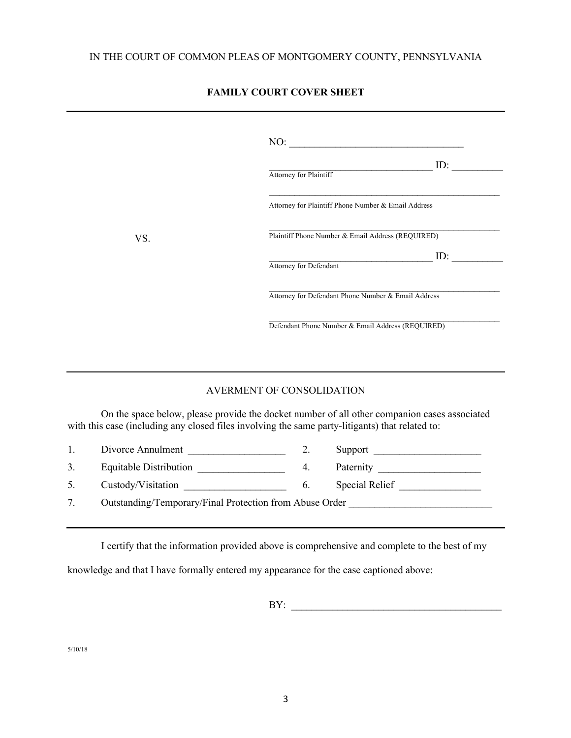IN THE COURT OF COMMON PLEAS OF MONTGOMERY COUNTY, PENNSYLVANIA

**FAMILY COURT COVER SHEET**

---

NO: ___________________________________

___________________________________ ID: __________
Attorney for Plaintiff

_____________________________________________________
Attorney for Plaintiff Phone Number & Email Address

_____________________________________________________
Plaintiff Phone Number & Email Address (REQUIRED)

VS.

___________________________________ ID: __________
Attorney for Defendant

_____________________________________________________
Attorney for Defendant Phone Number & Email Address

_____________________________________________________
Defendant Phone Number & Email Address (REQUIRED)

---

AVERMENT OF CONSOLIDATION

On the space below, please provide the docket number of all other companion cases associated with this case (including any closed files involving the same party-litigants) that related to:

1. Divorce Annulment ___________________
2. Support _____________________
3. Equitable Distribution _________________
4. Paternity ____________________
5. Custody/Visitation ____________________
6. Special Relief ________________
7. Outstanding/Temporary/Final Protection from Abuse Order ____________________________

---

I certify that the information provided above is comprehensive and complete to the best of my knowledge and that I have formally entered my appearance for the case captioned above:

BY: _________________________________________

5/10/18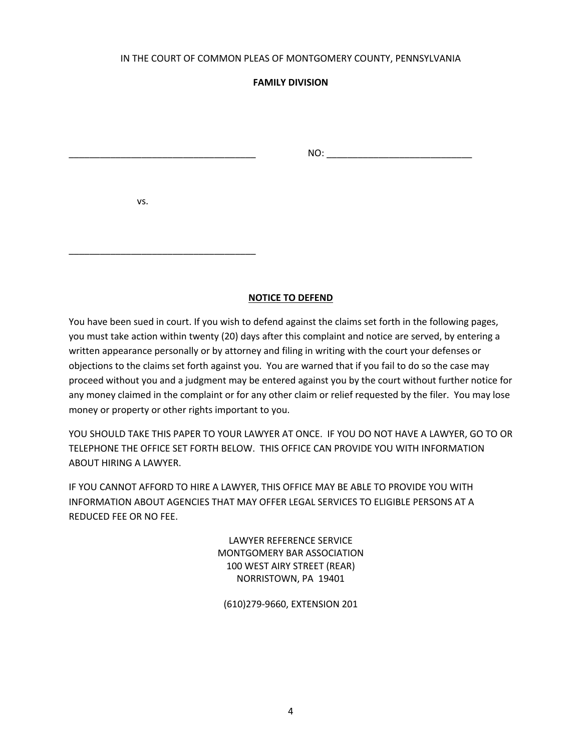IN THE COURT OF COMMON PLEAS OF MONTGOMERY COUNTY, PENNSYLVANIA

**FAMILY DIVISION**

____________________________________ NO: ____________________________

vs.

____________________________________

**<u>NOTICE TO DEFEND</u>**

You have been sued in court. If you wish to defend against the claims set forth in the following pages, you must take action within twenty (20) days after this complaint and notice are served, by entering a written appearance personally or by attorney and filing in writing with the court your defenses or objections to the claims set forth against you. You are warned that if you fail to do so the case may proceed without you and a judgment may be entered against you by the court without further notice for any money claimed in the complaint or for any other claim or relief requested by the filer. You may lose money or property or other rights important to you.

YOU SHOULD TAKE THIS PAPER TO YOUR LAWYER AT ONCE. IF YOU DO NOT HAVE A LAWYER, GO TO OR TELEPHONE THE OFFICE SET FORTH BELOW. THIS OFFICE CAN PROVIDE YOU WITH INFORMATION ABOUT HIRING A LAWYER.

IF YOU CANNOT AFFORD TO HIRE A LAWYER, THIS OFFICE MAY BE ABLE TO PROVIDE YOU WITH INFORMATION ABOUT AGENCIES THAT MAY OFFER LEGAL SERVICES TO ELIGIBLE PERSONS AT A REDUCED FEE OR NO FEE.

LAWYER REFERENCE SERVICE
MONTGOMERY BAR ASSOCIATION
100 WEST AIRY STREET (REAR)
NORRISTOWN, PA 19401

(610)279-9660, EXTENSION 201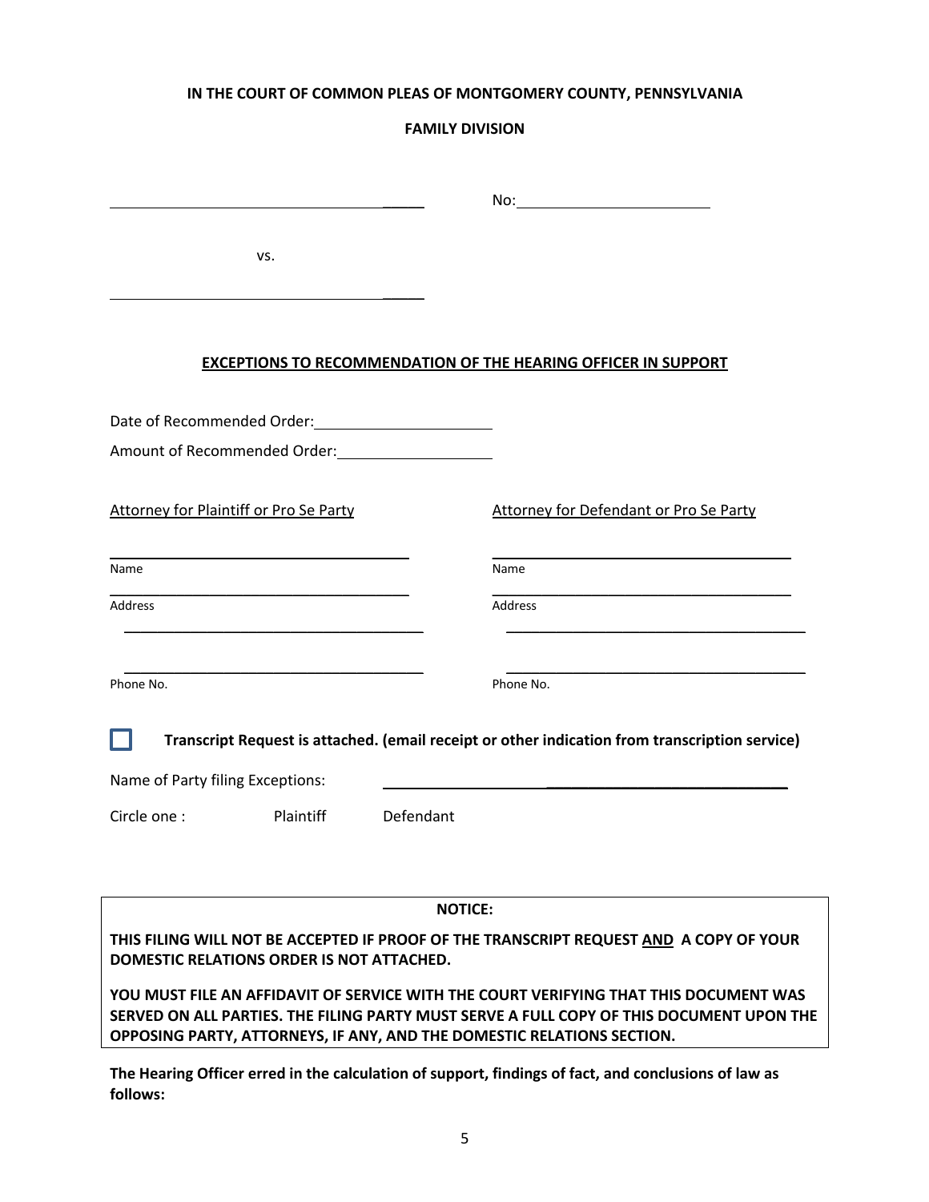**IN THE COURT OF COMMON PLEAS OF MONTGOMERY COUNTY, PENNSYLVANIA**

**FAMILY DIVISION**

______________________________________ No: ________________________

vs.

______________________________________

**EXCEPTIONS TO RECOMMENDATION OF THE HEARING OFFICER IN SUPPORT**

Date of Recommended Order: ______________________

Amount of Recommended Order: ___________________

| Attorney for Plaintiff or Pro Se Party | Attorney for Defendant or Pro Se Party |
|---|---|
| ______________________________________ | ______________________________________ |
| Name | Name |
| ______________________________________ | ______________________________________ |
| Address | Address |
| ______________________________________ | ______________________________________ |
| ______________________________________ | ______________________________________ |
| Phone No. | Phone No. |

☐ **Transcript Request is attached. (email receipt or other indication from transcription service)**

Name of Party filing Exceptions: ______________________________________

Circle one : Plaintiff Defendant

**NOTICE:**

**THIS FILING WILL NOT BE ACCEPTED IF PROOF OF THE TRANSCRIPT REQUEST AND A COPY OF YOUR DOMESTIC RELATIONS ORDER IS NOT ATTACHED.**

**YOU MUST FILE AN AFFIDAVIT OF SERVICE WITH THE COURT VERIFYING THAT THIS DOCUMENT WAS SERVED ON ALL PARTIES. THE FILING PARTY MUST SERVE A FULL COPY OF THIS DOCUMENT UPON THE OPPOSING PARTY, ATTORNEYS, IF ANY, AND THE DOMESTIC RELATIONS SECTION.**

**The Hearing Officer erred in the calculation of support, findings of fact, and conclusions of law as follows:**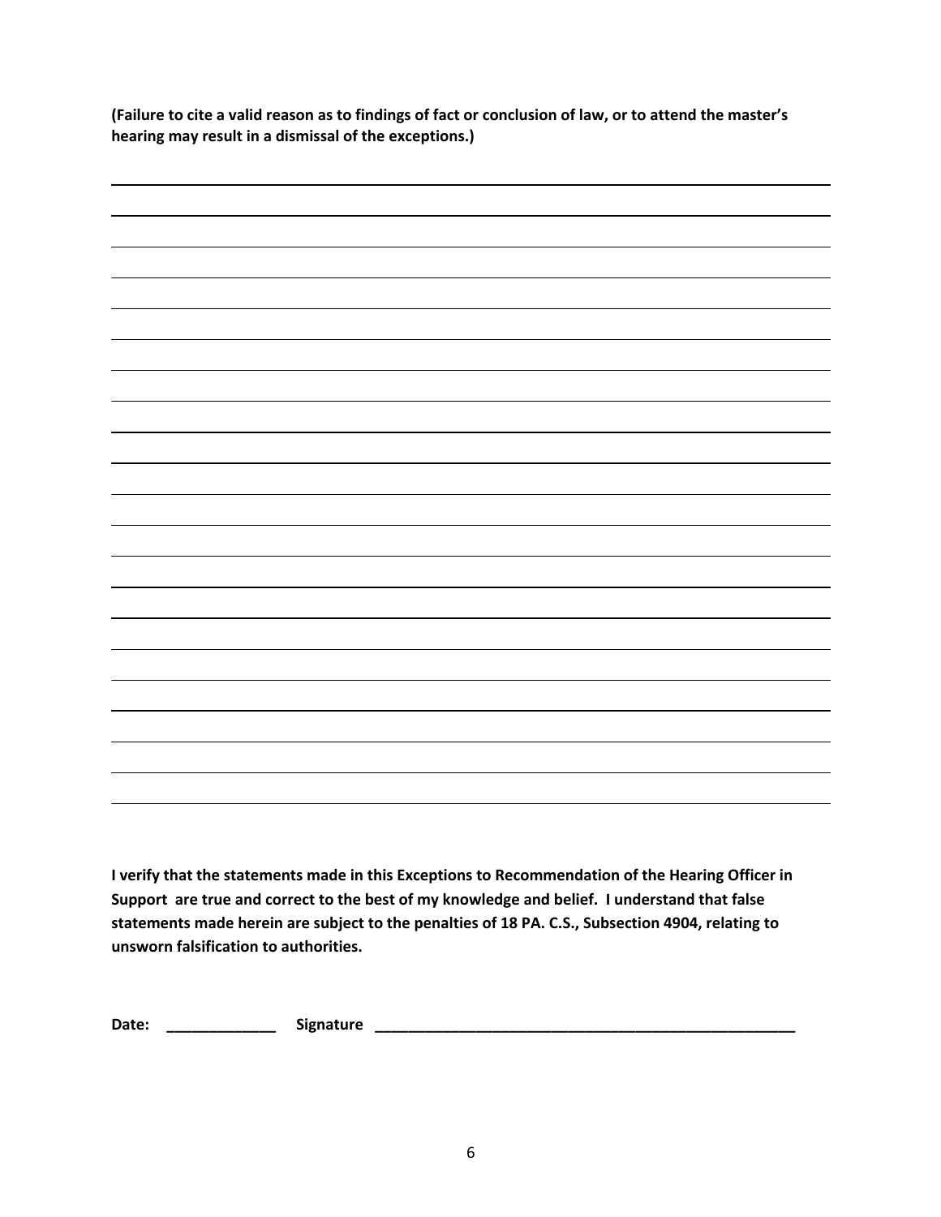**(Failure to cite a valid reason as to findings of fact or conclusion of law, or to attend the master's hearing may result in a dismissal of the exceptions.)**

______________________________________________________________________________

______________________________________________________________________________

______________________________________________________________________________

______________________________________________________________________________

______________________________________________________________________________

______________________________________________________________________________

______________________________________________________________________________

______________________________________________________________________________

______________________________________________________________________________

______________________________________________________________________________

______________________________________________________________________________

______________________________________________________________________________

______________________________________________________________________________

______________________________________________________________________________

______________________________________________________________________________

______________________________________________________________________________

______________________________________________________________________________

______________________________________________________________________________

______________________________________________________________________________

______________________________________________________________________________

**I verify that the statements made in this Exceptions to Recommendation of the Hearing Officer in Support are true and correct to the best of my knowledge and belief. I understand that false statements made herein are subject to the penalties of 18 PA. C.S., Subsection 4904, relating to unsworn falsification to authorities.**

**Date:** _____________ **Signature** ____________________________________________________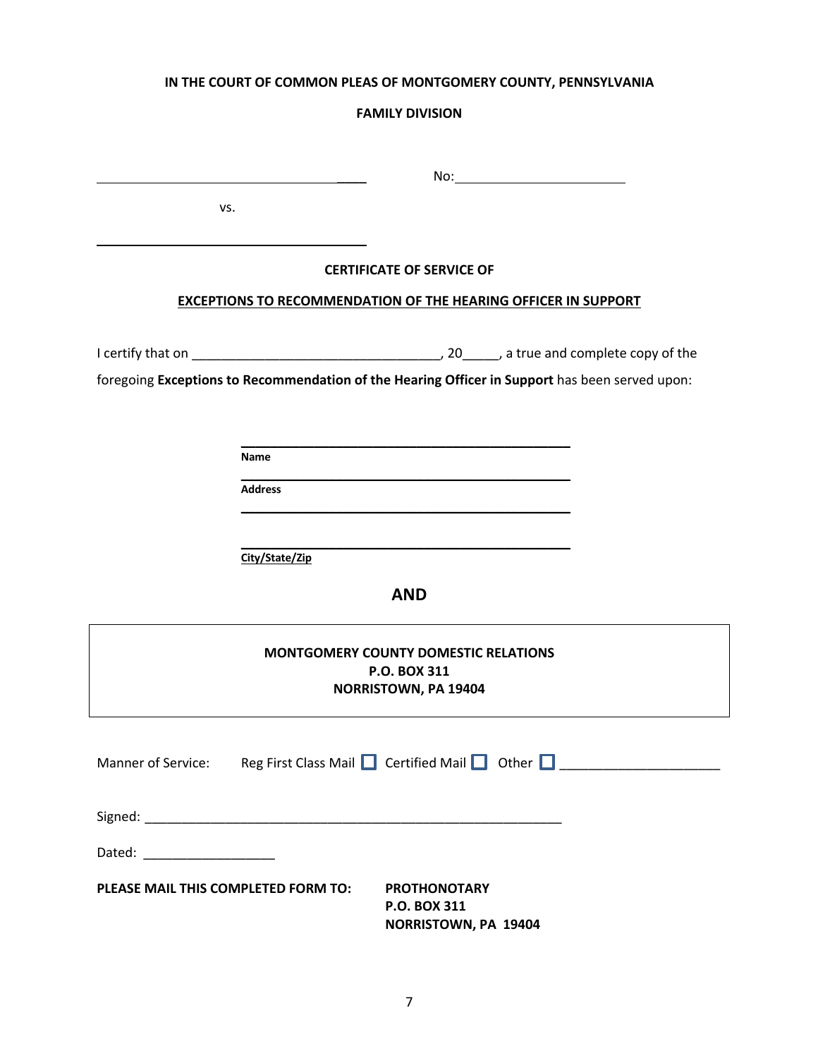**IN THE COURT OF COMMON PLEAS OF MONTGOMERY COUNTY, PENNSYLVANIA**

**FAMILY DIVISION**

\_\_\_\_\_\_\_\_\_\_\_\_\_\_\_\_\_\_\_\_\_\_\_\_\_\_\_\_\_\_\_\_\_\_\_\_\_\_ No: \_\_\_\_\_\_\_\_\_\_\_\_\_\_\_\_\_\_\_\_\_\_\_\_

vs.

\_\_\_\_\_\_\_\_\_\_\_\_\_\_\_\_\_\_\_\_\_\_\_\_\_\_\_\_\_\_\_\_\_\_\_\_\_\_

**CERTIFICATE OF SERVICE OF**

**<u>EXCEPTIONS TO RECOMMENDATION OF THE HEARING OFFICER IN SUPPORT</u>**

I certify that on \_\_\_\_\_\_\_\_\_\_\_\_\_\_\_\_\_\_\_\_\_\_\_\_\_\_\_\_\_\_\_\_\_\_, 20\_\_\_\_\_, a true and complete copy of the foregoing **Exceptions to Recommendation of the Hearing Officer in Support** has been served upon:

\_\_\_\_\_\_\_\_\_\_\_\_\_\_\_\_\_\_\_\_\_\_\_\_\_\_\_\_\_\_\_\_\_\_\_\_\_\_\_\_\_\_\_\_\_\_
**Name**

\_\_\_\_\_\_\_\_\_\_\_\_\_\_\_\_\_\_\_\_\_\_\_\_\_\_\_\_\_\_\_\_\_\_\_\_\_\_\_\_\_\_\_\_\_\_
**Address**

\_\_\_\_\_\_\_\_\_\_\_\_\_\_\_\_\_\_\_\_\_\_\_\_\_\_\_\_\_\_\_\_\_\_\_\_\_\_\_\_\_\_\_\_\_\_

\_\_\_\_\_\_\_\_\_\_\_\_\_\_\_\_\_\_\_\_\_\_\_\_\_\_\_\_\_\_\_\_\_\_\_\_\_\_\_\_\_\_\_\_\_\_
**City/State/Zip**

**AND**

**MONTGOMERY COUNTY DOMESTIC RELATIONS**
**P.O. BOX 311**
**NORRISTOWN, PA 19404**

Manner of Service: Reg First Class Mail ☐ Certified Mail ☐ Other ☐ \_\_\_\_\_\_\_\_\_\_\_\_\_\_\_\_\_\_\_\_\_\_

Signed: \_\_\_\_\_\_\_\_\_\_\_\_\_\_\_\_\_\_\_\_\_\_\_\_\_\_\_\_\_\_\_\_\_\_\_\_\_\_\_\_\_\_\_\_\_\_\_\_\_\_\_\_\_\_\_\_\_\_\_\_

Dated: \_\_\_\_\_\_\_\_\_\_\_\_\_\_\_\_\_\_\_

**PLEASE MAIL THIS COMPLETED FORM TO:** **PROTHONOTARY**
**P.O. BOX 311**
**NORRISTOWN, PA 19404**